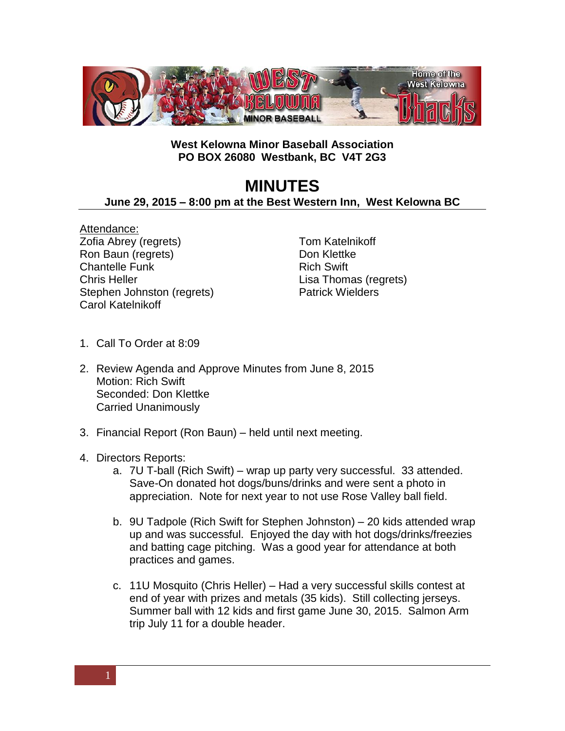**West Kelowna Minor Baseball Association**
**PO BOX 26080 Westbank, BC V4T 2G3**

# MINUTES

**June 29, 2015 – 8:00 pm at the Best Western Inn, West Kelowna BC**

Attendance:

Zofia Abrey (regrets)
Ron Baun (regrets)
Chantelle Funk
Chris Heller
Stephen Johnston (regrets)
Carol Katelnikoff
Tom Katelnikoff
Don Klettke
Rich Swift
Lisa Thomas (regrets)
Patrick Wielders

1. Call To Order at 8:09

2. Review Agenda and Approve Minutes from June 8, 2015
   Motion: Rich Swift
   Seconded: Don Klettke
   Carried Unanimously

3. Financial Report (Ron Baun) – held until next meeting.

4. Directors Reports:
   a. 7U T-ball (Rich Swift) – wrap up party very successful. 33 attended. Save-On donated hot dogs/buns/drinks and were sent a photo in appreciation. Note for next year to not use Rose Valley ball field.

   b. 9U Tadpole (Rich Swift for Stephen Johnston) – 20 kids attended wrap up and was successful. Enjoyed the day with hot dogs/drinks/freezies and batting cage pitching. Was a good year for attendance at both practices and games.

   c. 11U Mosquito (Chris Heller) – Had a very successful skills contest at end of year with prizes and metals (35 kids). Still collecting jerseys. Summer ball with 12 kids and first game June 30, 2015. Salmon Arm trip July 11 for a double header.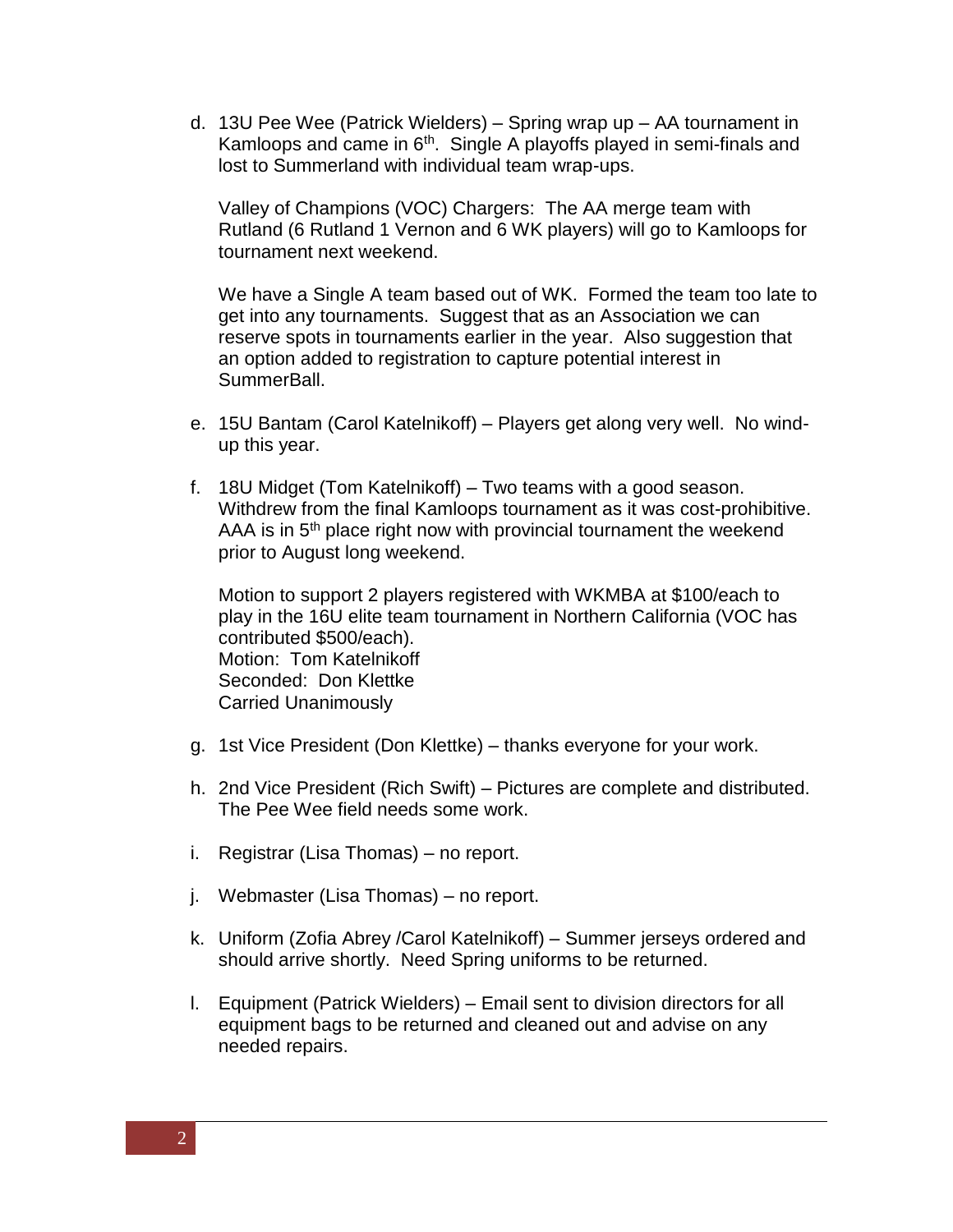d. 13U Pee Wee (Patrick Wielders) – Spring wrap up – AA tournament in Kamloops and came in 6th. Single A playoffs played in semi-finals and lost to Summerland with individual team wrap-ups.

   Valley of Champions (VOC) Chargers: The AA merge team with Rutland (6 Rutland 1 Vernon and 6 WK players) will go to Kamloops for tournament next weekend.

   We have a Single A team based out of WK. Formed the team too late to get into any tournaments. Suggest that as an Association we can reserve spots in tournaments earlier in the year. Also suggestion that an option added to registration to capture potential interest in SummerBall.

e. 15U Bantam (Carol Katelnikoff) – Players get along very well. No wind-up this year.

f. 18U Midget (Tom Katelnikoff) – Two teams with a good season. Withdrew from the final Kamloops tournament as it was cost-prohibitive. AAA is in 5th place right now with provincial tournament the weekend prior to August long weekend.

   Motion to support 2 players registered with WKMBA at $100/each to play in the 16U elite team tournament in Northern California (VOC has contributed $500/each).
   Motion: Tom Katelnikoff
   Seconded: Don Klettke
   Carried Unanimously

g. 1st Vice President (Don Klettke) – thanks everyone for your work.

h. 2nd Vice President (Rich Swift) – Pictures are complete and distributed. The Pee Wee field needs some work.

i. Registrar (Lisa Thomas) – no report.

j. Webmaster (Lisa Thomas) – no report.

k. Uniform (Zofia Abrey /Carol Katelnikoff) – Summer jerseys ordered and should arrive shortly. Need Spring uniforms to be returned.

l. Equipment (Patrick Wielders) – Email sent to division directors for all equipment bags to be returned and cleaned out and advise on any needed repairs.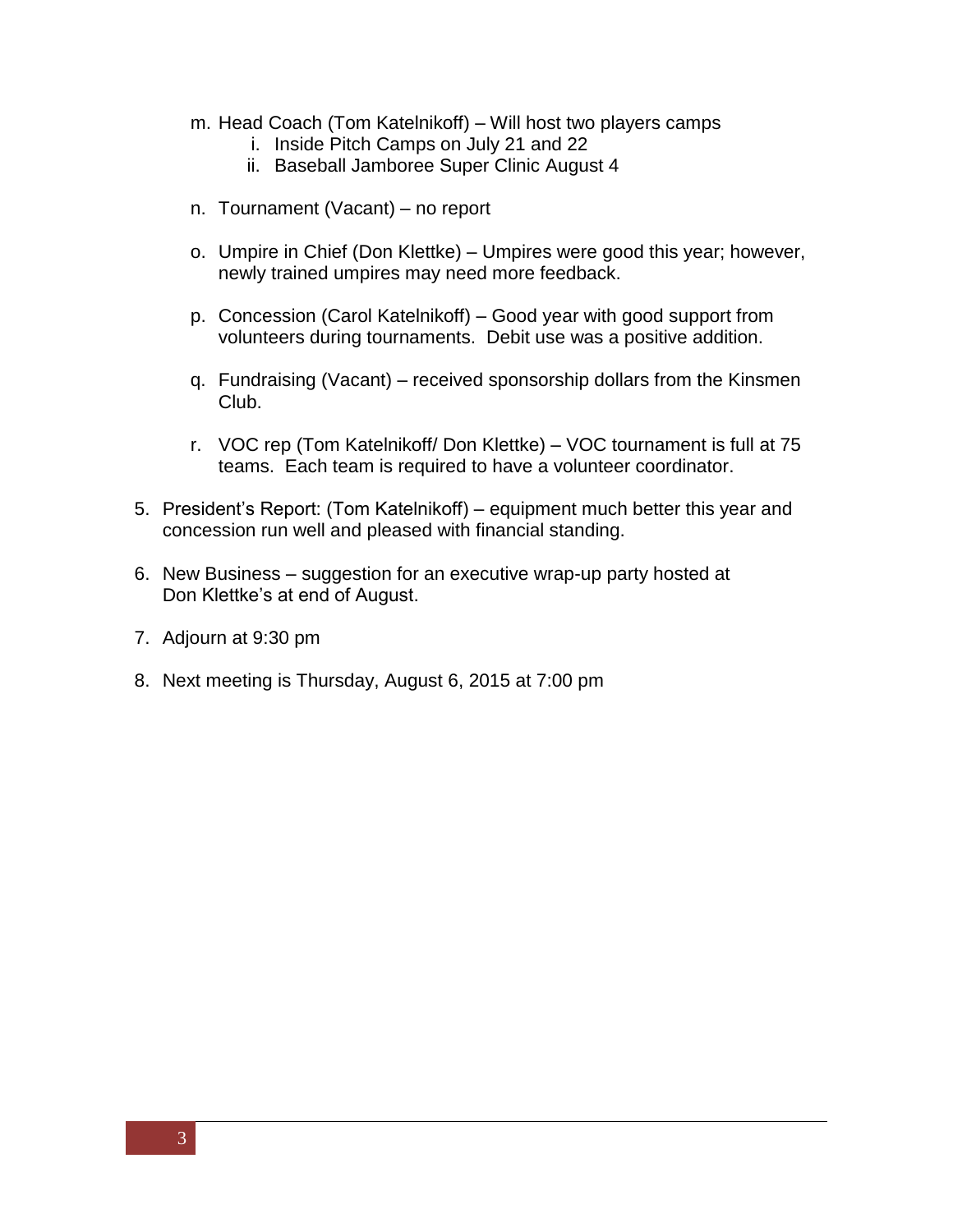m. Head Coach (Tom Katelnikoff) – Will host two players camps
   i. Inside Pitch Camps on July 21 and 22
   ii. Baseball Jamboree Super Clinic August 4

n. Tournament (Vacant) – no report

o. Umpire in Chief (Don Klettke) – Umpires were good this year; however, newly trained umpires may need more feedback.

p. Concession (Carol Katelnikoff) – Good year with good support from volunteers during tournaments. Debit use was a positive addition.

q. Fundraising (Vacant) – received sponsorship dollars from the Kinsmen Club.

r. VOC rep (Tom Katelnikoff/ Don Klettke) – VOC tournament is full at 75 teams. Each team is required to have a volunteer coordinator.

5. President's Report: (Tom Katelnikoff) – equipment much better this year and concession run well and pleased with financial standing.

6. New Business – suggestion for an executive wrap-up party hosted at Don Klettke's at end of August.

7. Adjourn at 9:30 pm

8. Next meeting is Thursday, August 6, 2015 at 7:00 pm